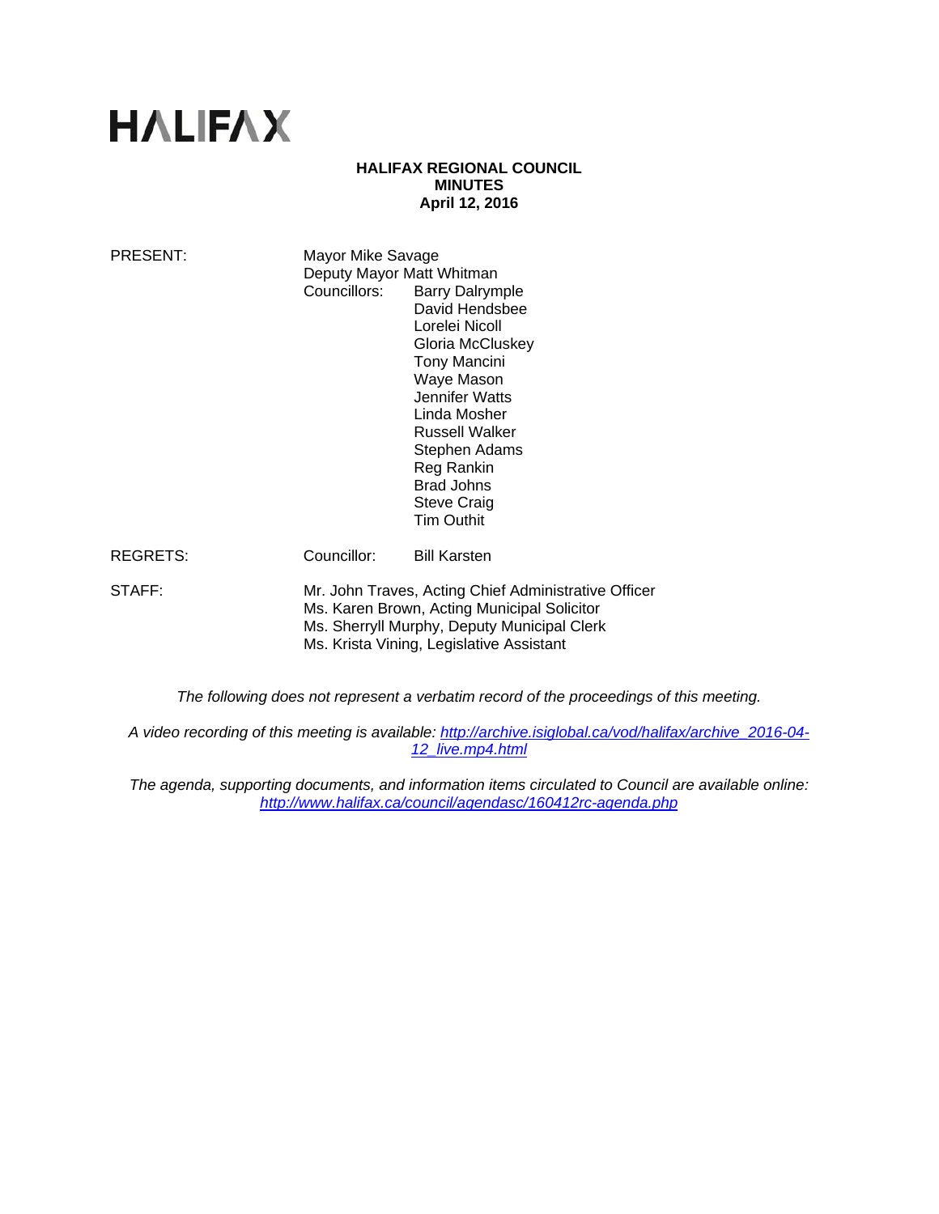# HALIFAX

**HALIFAX REGIONAL COUNCIL**
**MINUTES**
**April 12, 2016**

PRESENT: Mayor Mike Savage
Deputy Mayor Matt Whitman
Councillors: Barry Dalrymple
David Hendsbee
Lorelei Nicoll
Gloria McCluskey
Tony Mancini
Waye Mason
Jennifer Watts
Linda Mosher
Russell Walker
Stephen Adams
Reg Rankin
Brad Johns
Steve Craig
Tim Outhit

REGRETS: Councillor: Bill Karsten

STAFF: Mr. John Traves, Acting Chief Administrative Officer
Ms. Karen Brown, Acting Municipal Solicitor
Ms. Sherryll Murphy, Deputy Municipal Clerk
Ms. Krista Vining, Legislative Assistant

*The following does not represent a verbatim record of the proceedings of this meeting.*

*A video recording of this meeting is available: [http://archive.isiglobal.ca/vod/halifax/archive_2016-04-12_live.mp4.html](http://archive.isiglobal.ca/vod/halifax/archive_2016-04-12_live.mp4.html)*

*The agenda, supporting documents, and information items circulated to Council are available online: [http://www.halifax.ca/council/agendasc/160412rc-agenda.php](http://www.halifax.ca/council/agendasc/160412rc-agenda.php)*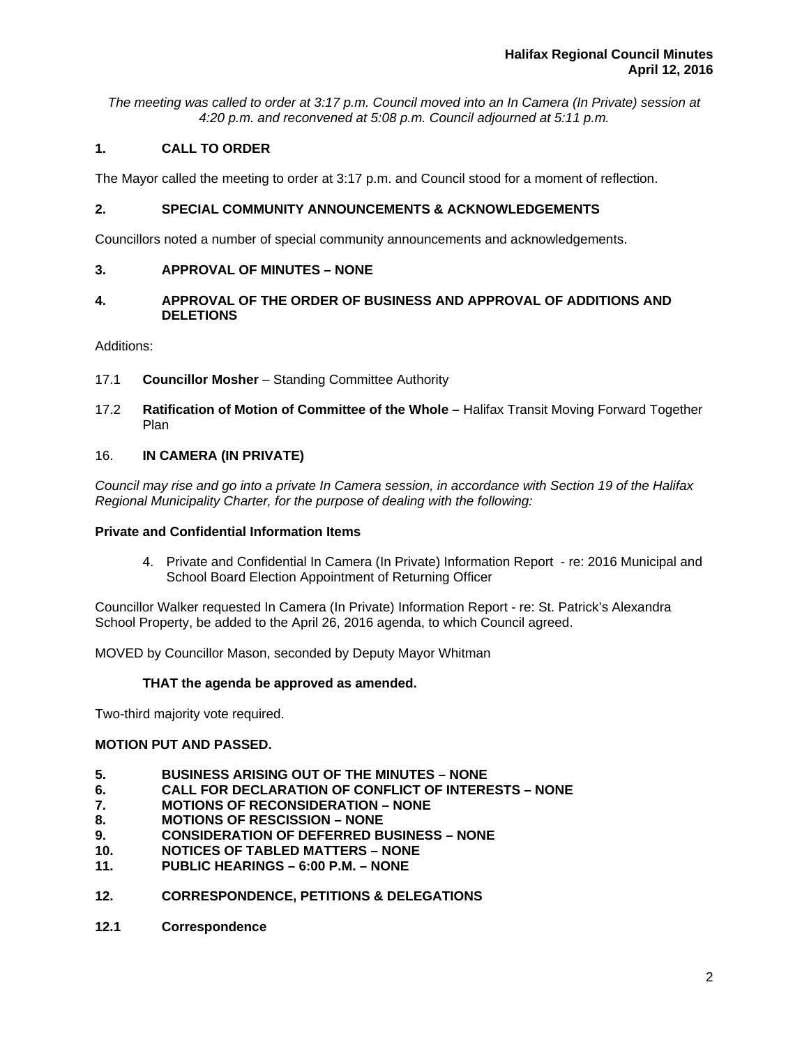*The meeting was called to order at 3:17 p.m. Council moved into an In Camera (In Private) session at 4:20 p.m. and reconvened at 5:08 p.m. Council adjourned at 5:11 p.m.*

## 1. CALL TO ORDER

The Mayor called the meeting to order at 3:17 p.m. and Council stood for a moment of reflection.

## 2. SPECIAL COMMUNITY ANNOUNCEMENTS & ACKNOWLEDGEMENTS

Councillors noted a number of special community announcements and acknowledgements.

## 3. APPROVAL OF MINUTES – NONE

## 4. APPROVAL OF THE ORDER OF BUSINESS AND APPROVAL OF ADDITIONS AND DELETIONS

Additions:

17.1 **Councillor Mosher** – Standing Committee Authority

17.2 **Ratification of Motion of Committee of the Whole –** Halifax Transit Moving Forward Together Plan

16. **IN CAMERA (IN PRIVATE)**

*Council may rise and go into a private In Camera session, in accordance with Section 19 of the Halifax Regional Municipality Charter, for the purpose of dealing with the following:*

**Private and Confidential Information Items**

4. Private and Confidential In Camera (In Private) Information Report - re: 2016 Municipal and School Board Election Appointment of Returning Officer

Councillor Walker requested In Camera (In Private) Information Report - re: St. Patrick's Alexandra School Property, be added to the April 26, 2016 agenda, to which Council agreed.

MOVED by Councillor Mason, seconded by Deputy Mayor Whitman

**THAT the agenda be approved as amended.**

Two-third majority vote required.

**MOTION PUT AND PASSED.**

## 5. BUSINESS ARISING OUT OF THE MINUTES – NONE
## 6. CALL FOR DECLARATION OF CONFLICT OF INTERESTS – NONE
## 7. MOTIONS OF RECONSIDERATION – NONE
## 8. MOTIONS OF RESCISSION – NONE
## 9. CONSIDERATION OF DEFERRED BUSINESS – NONE
## 10. NOTICES OF TABLED MATTERS – NONE
## 11. PUBLIC HEARINGS – 6:00 P.M. – NONE

## 12. CORRESPONDENCE, PETITIONS & DELEGATIONS

### 12.1 Correspondence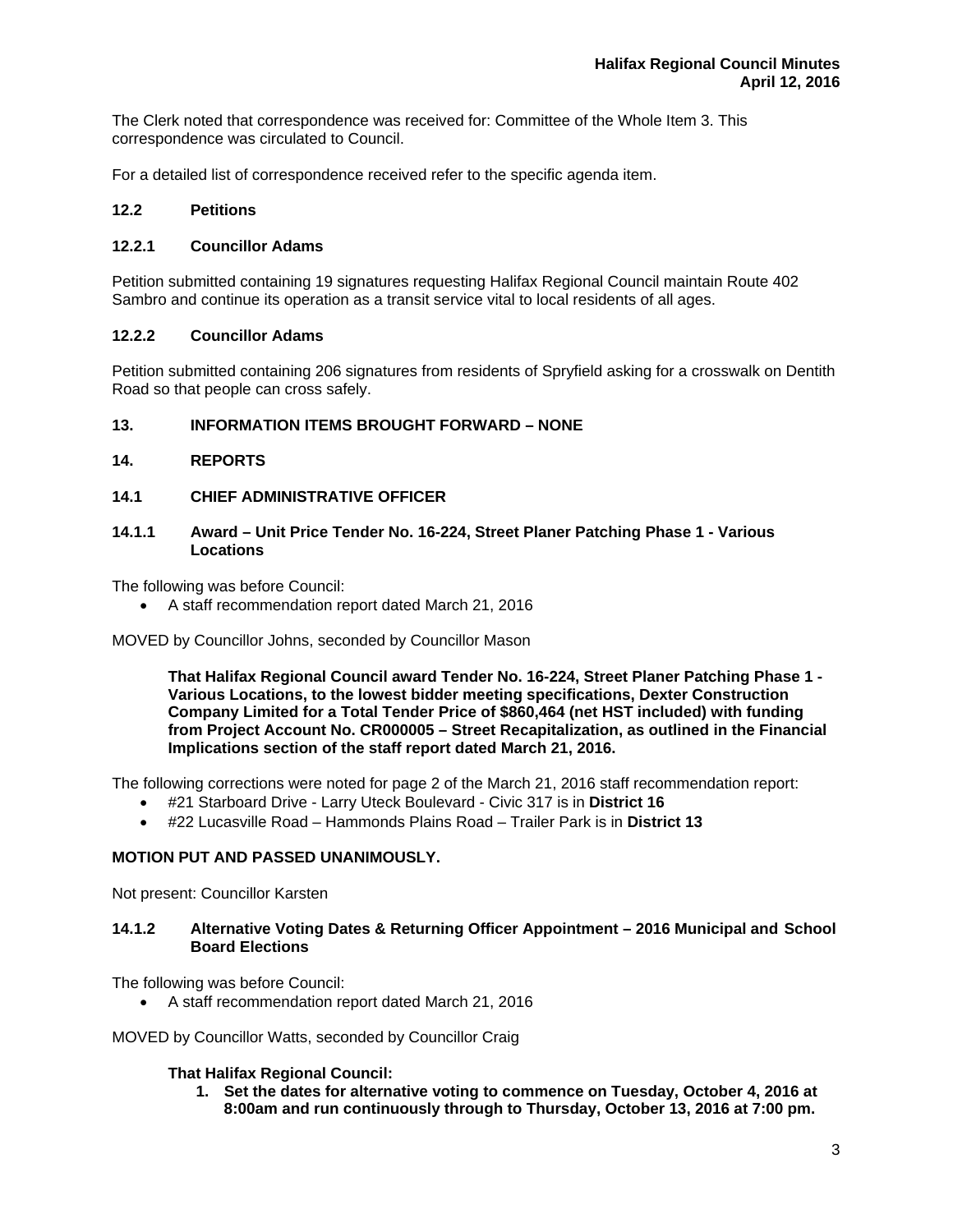The Clerk noted that correspondence was received for: Committee of the Whole Item 3. This correspondence was circulated to Council.

For a detailed list of correspondence received refer to the specific agenda item.

### 12.2 Petitions

### 12.2.1 Councillor Adams

Petition submitted containing 19 signatures requesting Halifax Regional Council maintain Route 402 Sambro and continue its operation as a transit service vital to local residents of all ages.

### 12.2.2 Councillor Adams

Petition submitted containing 206 signatures from residents of Spryfield asking for a crosswalk on Dentith Road so that people can cross safely.

## 13. INFORMATION ITEMS BROUGHT FORWARD – NONE

## 14. REPORTS

### 14.1 CHIEF ADMINISTRATIVE OFFICER

### 14.1.1 Award – Unit Price Tender No. 16-224, Street Planer Patching Phase 1 - Various Locations

The following was before Council:

- A staff recommendation report dated March 21, 2016

MOVED by Councillor Johns, seconded by Councillor Mason

> **That Halifax Regional Council award Tender No. 16-224, Street Planer Patching Phase 1 - Various Locations, to the lowest bidder meeting specifications, Dexter Construction Company Limited for a Total Tender Price of $860,464 (net HST included) with funding from Project Account No. CR000005 – Street Recapitalization, as outlined in the Financial Implications section of the staff report dated March 21, 2016.**

The following corrections were noted for page 2 of the March 21, 2016 staff recommendation report:

- #21 Starboard Drive - Larry Uteck Boulevard - Civic 317 is in **District 16**
- #22 Lucasville Road – Hammonds Plains Road – Trailer Park is in **District 13**

**MOTION PUT AND PASSED UNANIMOUSLY.**

Not present: Councillor Karsten

### 14.1.2 Alternative Voting Dates & Returning Officer Appointment – 2016 Municipal and School Board Elections

The following was before Council:

- A staff recommendation report dated March 21, 2016

MOVED by Councillor Watts, seconded by Councillor Craig

> **That Halifax Regional Council:**
>
> 1. **Set the dates for alternative voting to commence on Tuesday, October 4, 2016 at 8:00am and run continuously through to Thursday, October 13, 2016 at 7:00 pm.**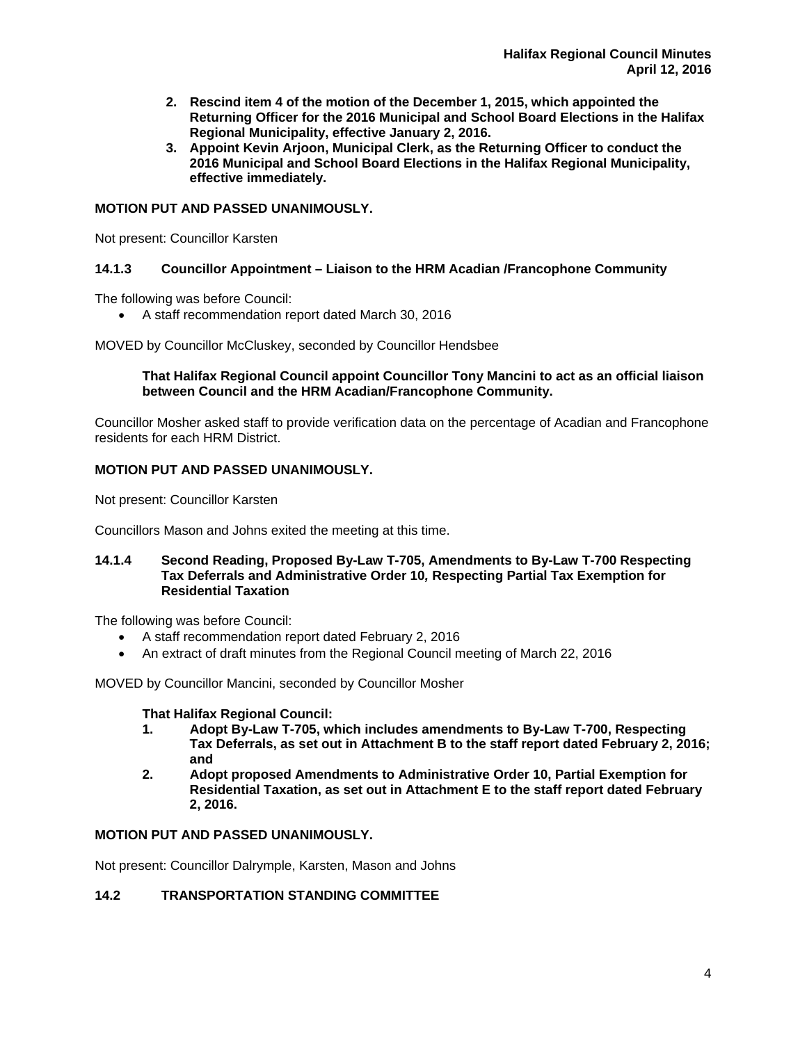2. **Rescind item 4 of the motion of the December 1, 2015, which appointed the Returning Officer for the 2016 Municipal and School Board Elections in the Halifax Regional Municipality, effective January 2, 2016.**
3. **Appoint Kevin Arjoon, Municipal Clerk, as the Returning Officer to conduct the 2016 Municipal and School Board Elections in the Halifax Regional Municipality, effective immediately.**

**MOTION PUT AND PASSED UNANIMOUSLY.**

Not present: Councillor Karsten

### 14.1.3 Councillor Appointment – Liaison to the HRM Acadian /Francophone Community

The following was before Council:

- A staff recommendation report dated March 30, 2016

MOVED by Councillor McCluskey, seconded by Councillor Hendsbee

> **That Halifax Regional Council appoint Councillor Tony Mancini to act as an official liaison between Council and the HRM Acadian/Francophone Community.**

Councillor Mosher asked staff to provide verification data on the percentage of Acadian and Francophone residents for each HRM District.

**MOTION PUT AND PASSED UNANIMOUSLY.**

Not present: Councillor Karsten

Councillors Mason and Johns exited the meeting at this time.

### 14.1.4 Second Reading, Proposed By-Law T-705, Amendments to By-Law T-700 Respecting Tax Deferrals and Administrative Order 10, Respecting Partial Tax Exemption for Residential Taxation

The following was before Council:

- A staff recommendation report dated February 2, 2016
- An extract of draft minutes from the Regional Council meeting of March 22, 2016

MOVED by Councillor Mancini, seconded by Councillor Mosher

**That Halifax Regional Council:**

1. **Adopt By-Law T-705, which includes amendments to By-Law T-700, Respecting Tax Deferrals, as set out in Attachment B to the staff report dated February 2, 2016; and**
2. **Adopt proposed Amendments to Administrative Order 10, Partial Exemption for Residential Taxation, as set out in Attachment E to the staff report dated February 2, 2016.**

**MOTION PUT AND PASSED UNANIMOUSLY.**

Not present: Councillor Dalrymple, Karsten, Mason and Johns

## 14.2 TRANSPORTATION STANDING COMMITTEE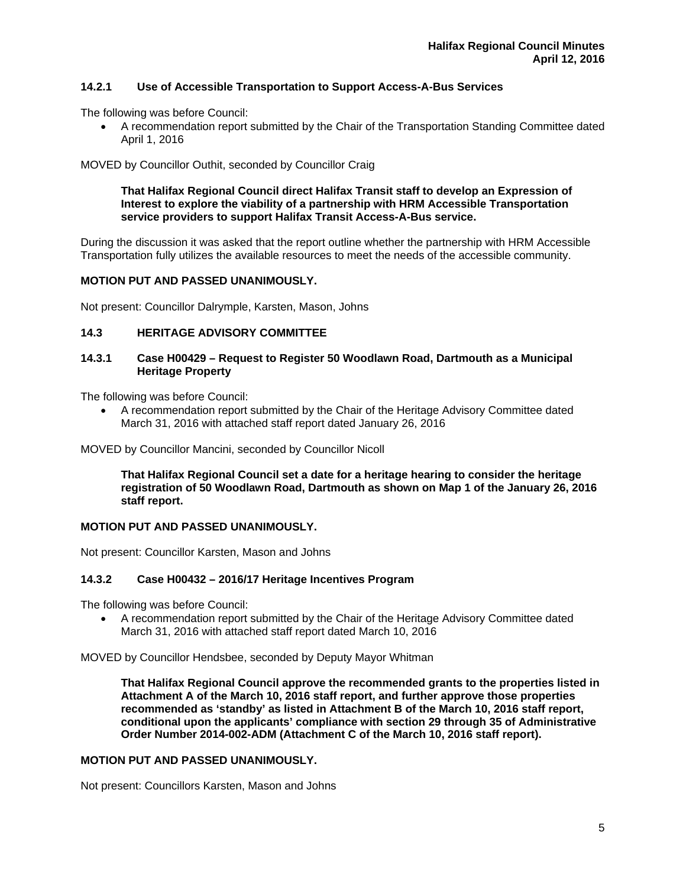### 14.2.1 Use of Accessible Transportation to Support Access-A-Bus Services

The following was before Council:

- A recommendation report submitted by the Chair of the Transportation Standing Committee dated April 1, 2016

MOVED by Councillor Outhit, seconded by Councillor Craig

> **That Halifax Regional Council direct Halifax Transit staff to develop an Expression of Interest to explore the viability of a partnership with HRM Accessible Transportation service providers to support Halifax Transit Access-A-Bus service.**

During the discussion it was asked that the report outline whether the partnership with HRM Accessible Transportation fully utilizes the available resources to meet the needs of the accessible community.

**MOTION PUT AND PASSED UNANIMOUSLY.**

Not present: Councillor Dalrymple, Karsten, Mason, Johns

## 14.3 HERITAGE ADVISORY COMMITTEE

### 14.3.1 Case H00429 – Request to Register 50 Woodlawn Road, Dartmouth as a Municipal Heritage Property

The following was before Council:

- A recommendation report submitted by the Chair of the Heritage Advisory Committee dated March 31, 2016 with attached staff report dated January 26, 2016

MOVED by Councillor Mancini, seconded by Councillor Nicoll

> **That Halifax Regional Council set a date for a heritage hearing to consider the heritage registration of 50 Woodlawn Road, Dartmouth as shown on Map 1 of the January 26, 2016 staff report.**

**MOTION PUT AND PASSED UNANIMOUSLY.**

Not present: Councillor Karsten, Mason and Johns

### 14.3.2 Case H00432 – 2016/17 Heritage Incentives Program

The following was before Council:

- A recommendation report submitted by the Chair of the Heritage Advisory Committee dated March 31, 2016 with attached staff report dated March 10, 2016

MOVED by Councillor Hendsbee, seconded by Deputy Mayor Whitman

> **That Halifax Regional Council approve the recommended grants to the properties listed in Attachment A of the March 10, 2016 staff report, and further approve those properties recommended as 'standby' as listed in Attachment B of the March 10, 2016 staff report, conditional upon the applicants' compliance with section 29 through 35 of Administrative Order Number 2014-002-ADM (Attachment C of the March 10, 2016 staff report).**

**MOTION PUT AND PASSED UNANIMOUSLY.**

Not present: Councillors Karsten, Mason and Johns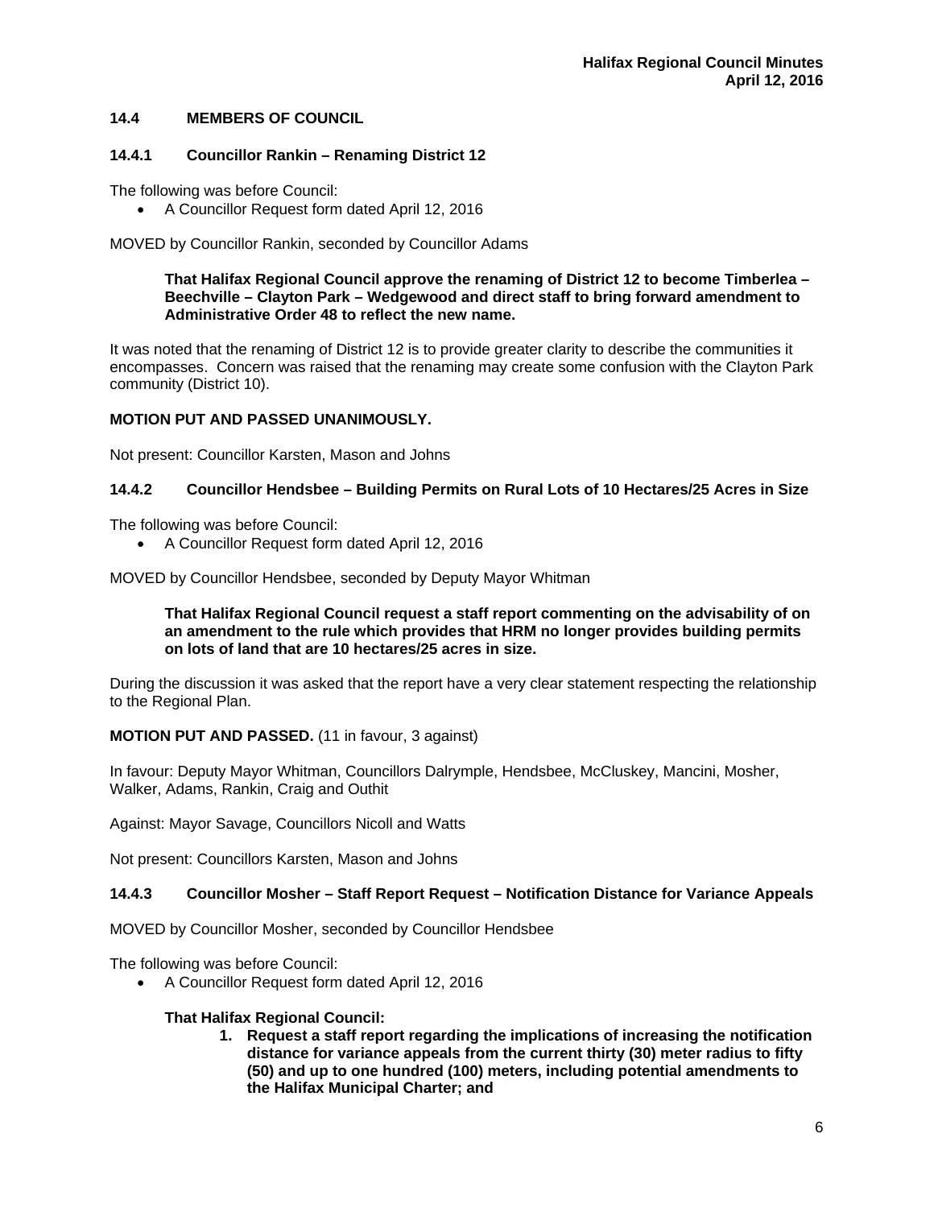## 14.4 MEMBERS OF COUNCIL

### 14.4.1 Councillor Rankin – Renaming District 12

The following was before Council:

- A Councillor Request form dated April 12, 2016

MOVED by Councillor Rankin, seconded by Councillor Adams

> **That Halifax Regional Council approve the renaming of District 12 to become Timberlea – Beechville – Clayton Park – Wedgewood and direct staff to bring forward amendment to Administrative Order 48 to reflect the new name.**

It was noted that the renaming of District 12 is to provide greater clarity to describe the communities it encompasses. Concern was raised that the renaming may create some confusion with the Clayton Park community (District 10).

**MOTION PUT AND PASSED UNANIMOUSLY.**

Not present: Councillor Karsten, Mason and Johns

### 14.4.2 Councillor Hendsbee – Building Permits on Rural Lots of 10 Hectares/25 Acres in Size

The following was before Council:

- A Councillor Request form dated April 12, 2016

MOVED by Councillor Hendsbee, seconded by Deputy Mayor Whitman

> **That Halifax Regional Council request a staff report commenting on the advisability of on an amendment to the rule which provides that HRM no longer provides building permits on lots of land that are 10 hectares/25 acres in size.**

During the discussion it was asked that the report have a very clear statement respecting the relationship to the Regional Plan.

**MOTION PUT AND PASSED.** (11 in favour, 3 against)

In favour: Deputy Mayor Whitman, Councillors Dalrymple, Hendsbee, McCluskey, Mancini, Mosher, Walker, Adams, Rankin, Craig and Outhit

Against: Mayor Savage, Councillors Nicoll and Watts

Not present: Councillors Karsten, Mason and Johns

### 14.4.3 Councillor Mosher – Staff Report Request – Notification Distance for Variance Appeals

MOVED by Councillor Mosher, seconded by Councillor Hendsbee

The following was before Council:

- A Councillor Request form dated April 12, 2016

> **That Halifax Regional Council:**
>
> 1. **Request a staff report regarding the implications of increasing the notification distance for variance appeals from the current thirty (30) meter radius to fifty (50) and up to one hundred (100) meters, including potential amendments to the Halifax Municipal Charter; and**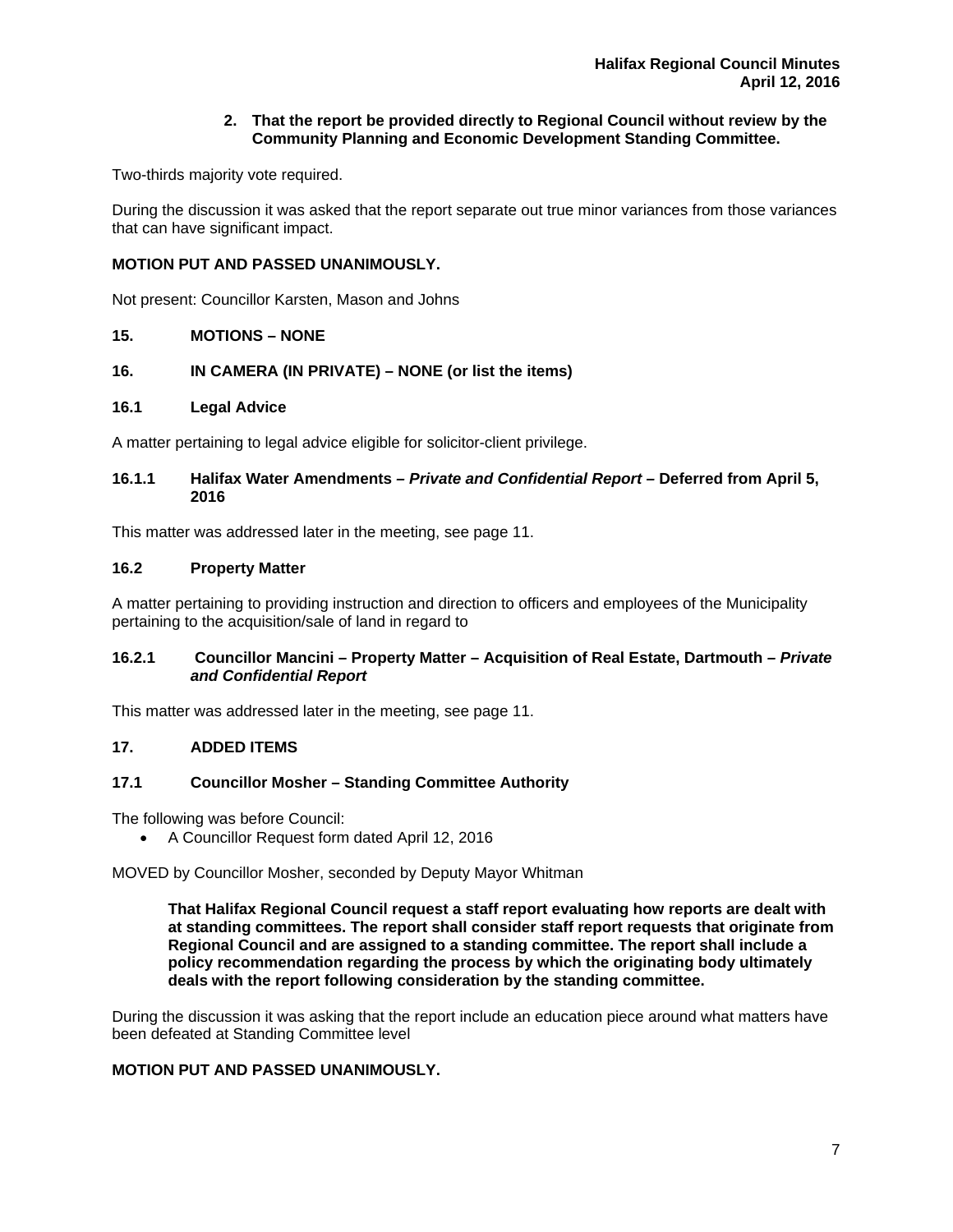**2. That the report be provided directly to Regional Council without review by the Community Planning and Economic Development Standing Committee.**

Two-thirds majority vote required.

During the discussion it was asked that the report separate out true minor variances from those variances that can have significant impact.

**MOTION PUT AND PASSED UNANIMOUSLY.**

Not present: Councillor Karsten, Mason and Johns

## 15. MOTIONS – NONE

## 16. IN CAMERA (IN PRIVATE) – NONE (or list the items)

### 16.1 Legal Advice

A matter pertaining to legal advice eligible for solicitor-client privilege.

#### 16.1.1 Halifax Water Amendments – *Private and Confidential Report* – Deferred from April 5, 2016

This matter was addressed later in the meeting, see page 11.

### 16.2 Property Matter

A matter pertaining to providing instruction and direction to officers and employees of the Municipality pertaining to the acquisition/sale of land in regard to

#### 16.2.1 Councillor Mancini – Property Matter – Acquisition of Real Estate, Dartmouth – *Private and Confidential Report*

This matter was addressed later in the meeting, see page 11.

## 17. ADDED ITEMS

### 17.1 Councillor Mosher – Standing Committee Authority

The following was before Council:

- A Councillor Request form dated April 12, 2016

MOVED by Councillor Mosher, seconded by Deputy Mayor Whitman

> **That Halifax Regional Council request a staff report evaluating how reports are dealt with at standing committees. The report shall consider staff report requests that originate from Regional Council and are assigned to a standing committee. The report shall include a policy recommendation regarding the process by which the originating body ultimately deals with the report following consideration by the standing committee.**

During the discussion it was asking that the report include an education piece around what matters have been defeated at Standing Committee level

**MOTION PUT AND PASSED UNANIMOUSLY.**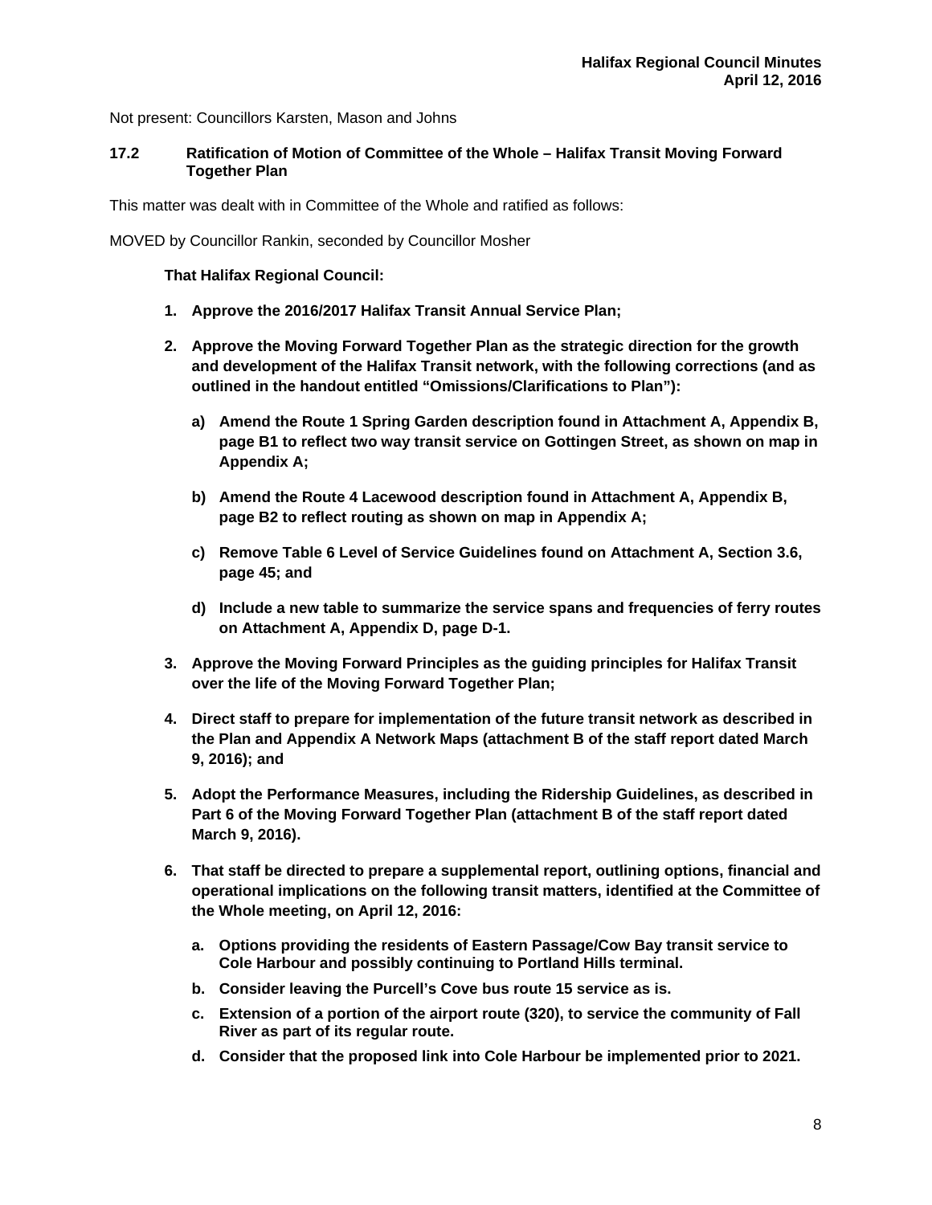Not present: Councillors Karsten, Mason and Johns

**17.2 Ratification of Motion of Committee of the Whole – Halifax Transit Moving Forward Together Plan**

This matter was dealt with in Committee of the Whole and ratified as follows:

MOVED by Councillor Rankin, seconded by Councillor Mosher

**That Halifax Regional Council:**

1. **Approve the 2016/2017 Halifax Transit Annual Service Plan;**
2. **Approve the Moving Forward Together Plan as the strategic direction for the growth and development of the Halifax Transit network, with the following corrections (and as outlined in the handout entitled "Omissions/Clarifications to Plan"):**
   a) **Amend the Route 1 Spring Garden description found in Attachment A, Appendix B, page B1 to reflect two way transit service on Gottingen Street, as shown on map in Appendix A;**
   b) **Amend the Route 4 Lacewood description found in Attachment A, Appendix B, page B2 to reflect routing as shown on map in Appendix A;**
   c) **Remove Table 6 Level of Service Guidelines found on Attachment A, Section 3.6, page 45; and**
   d) **Include a new table to summarize the service spans and frequencies of ferry routes on Attachment A, Appendix D, page D-1.**
3. **Approve the Moving Forward Principles as the guiding principles for Halifax Transit over the life of the Moving Forward Together Plan;**
4. **Direct staff to prepare for implementation of the future transit network as described in the Plan and Appendix A Network Maps (attachment B of the staff report dated March 9, 2016); and**
5. **Adopt the Performance Measures, including the Ridership Guidelines, as described in Part 6 of the Moving Forward Together Plan (attachment B of the staff report dated March 9, 2016).**
6. **That staff be directed to prepare a supplemental report, outlining options, financial and operational implications on the following transit matters, identified at the Committee of the Whole meeting, on April 12, 2016:**
   a. **Options providing the residents of Eastern Passage/Cow Bay transit service to Cole Harbour and possibly continuing to Portland Hills terminal.**
   b. **Consider leaving the Purcell's Cove bus route 15 service as is.**
   c. **Extension of a portion of the airport route (320), to service the community of Fall River as part of its regular route.**
   d. **Consider that the proposed link into Cole Harbour be implemented prior to 2021.**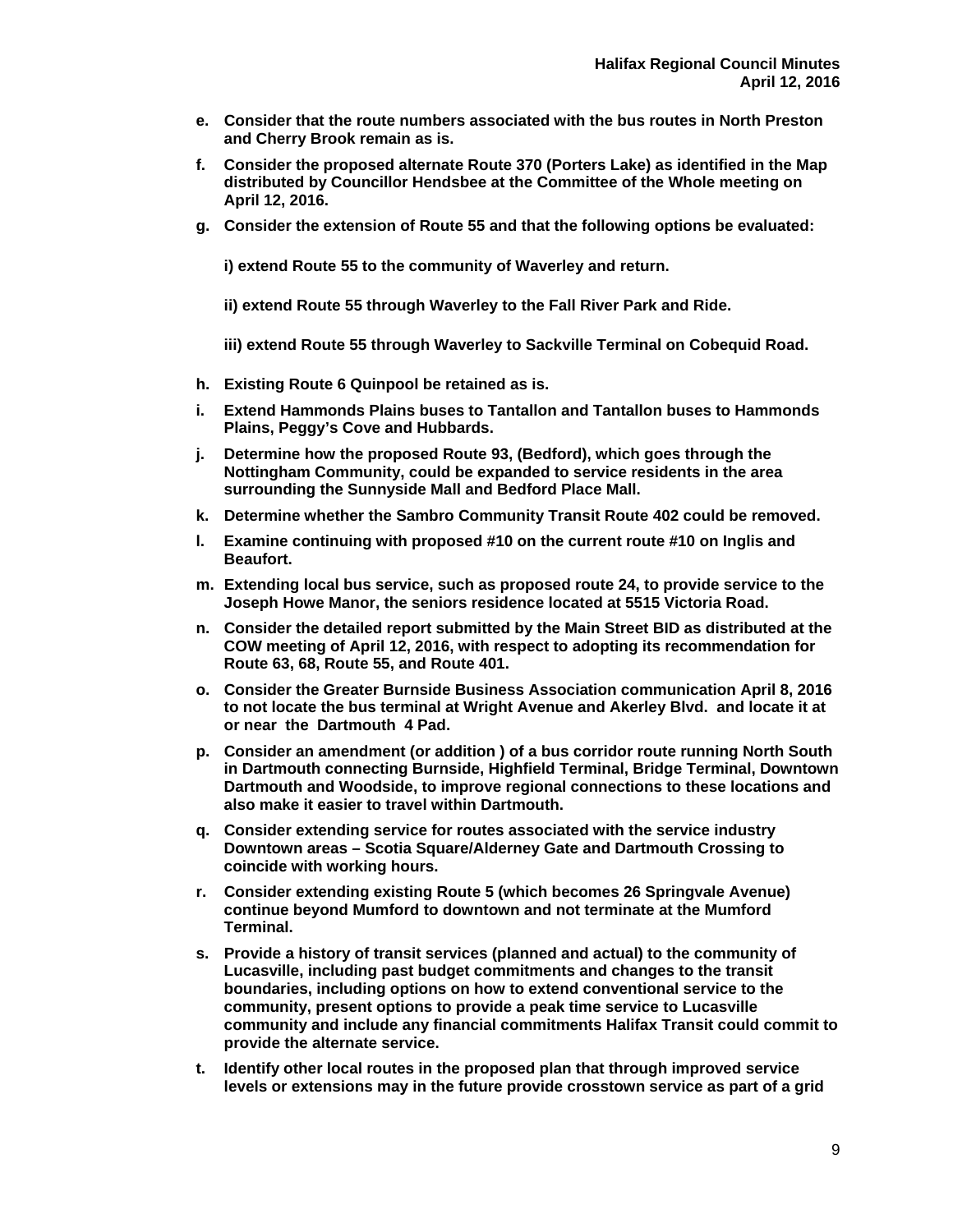**e. Consider that the route numbers associated with the bus routes in North Preston and Cherry Brook remain as is.**

**f. Consider the proposed alternate Route 370 (Porters Lake) as identified in the Map distributed by Councillor Hendsbee at the Committee of the Whole meeting on April 12, 2016.**

**g. Consider the extension of Route 55 and that the following options be evaluated:**

**i) extend Route 55 to the community of Waverley and return.**

**ii) extend Route 55 through Waverley to the Fall River Park and Ride.**

**iii) extend Route 55 through Waverley to Sackville Terminal on Cobequid Road.**

**h. Existing Route 6 Quinpool be retained as is.**

**i. Extend Hammonds Plains buses to Tantallon and Tantallon buses to Hammonds Plains, Peggy's Cove and Hubbards.**

**j. Determine how the proposed Route 93, (Bedford), which goes through the Nottingham Community, could be expanded to service residents in the area surrounding the Sunnyside Mall and Bedford Place Mall.**

**k. Determine whether the Sambro Community Transit Route 402 could be removed.**

**l. Examine continuing with proposed #10 on the current route #10 on Inglis and Beaufort.**

**m. Extending local bus service, such as proposed route 24, to provide service to the Joseph Howe Manor, the seniors residence located at 5515 Victoria Road.**

**n. Consider the detailed report submitted by the Main Street BID as distributed at the COW meeting of April 12, 2016, with respect to adopting its recommendation for Route 63, 68, Route 55, and Route 401.**

**o. Consider the Greater Burnside Business Association communication April 8, 2016 to not locate the bus terminal at Wright Avenue and Akerley Blvd. and locate it at or near the Dartmouth 4 Pad.**

**p. Consider an amendment (or addition ) of a bus corridor route running North South in Dartmouth connecting Burnside, Highfield Terminal, Bridge Terminal, Downtown Dartmouth and Woodside, to improve regional connections to these locations and also make it easier to travel within Dartmouth.**

**q. Consider extending service for routes associated with the service industry Downtown areas – Scotia Square/Alderney Gate and Dartmouth Crossing to coincide with working hours.**

**r. Consider extending existing Route 5 (which becomes 26 Springvale Avenue) continue beyond Mumford to downtown and not terminate at the Mumford Terminal.**

**s. Provide a history of transit services (planned and actual) to the community of Lucasville, including past budget commitments and changes to the transit boundaries, including options on how to extend conventional service to the community, present options to provide a peak time service to Lucasville community and include any financial commitments Halifax Transit could commit to provide the alternate service.**

**t. Identify other local routes in the proposed plan that through improved service levels or extensions may in the future provide crosstown service as part of a grid**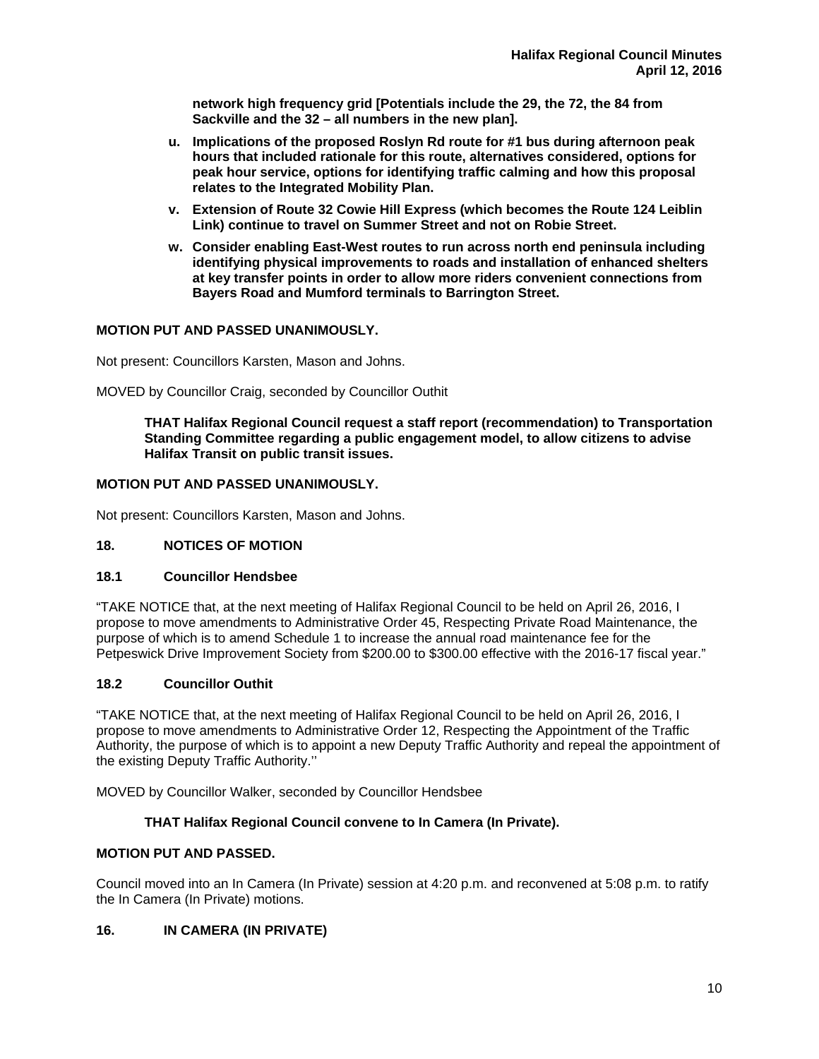**network high frequency grid [Potentials include the 29, the 72, the 84 from Sackville and the 32 – all numbers in the new plan].**

- **u. Implications of the proposed Roslyn Rd route for #1 bus during afternoon peak hours that included rationale for this route, alternatives considered, options for peak hour service, options for identifying traffic calming and how this proposal relates to the Integrated Mobility Plan.**
- **v. Extension of Route 32 Cowie Hill Express (which becomes the Route 124 Leiblin Link) continue to travel on Summer Street and not on Robie Street.**
- **w. Consider enabling East-West routes to run across north end peninsula including identifying physical improvements to roads and installation of enhanced shelters at key transfer points in order to allow more riders convenient connections from Bayers Road and Mumford terminals to Barrington Street.**

**MOTION PUT AND PASSED UNANIMOUSLY.**

Not present: Councillors Karsten, Mason and Johns.

MOVED by Councillor Craig, seconded by Councillor Outhit

> **THAT Halifax Regional Council request a staff report (recommendation) to Transportation Standing Committee regarding a public engagement model, to allow citizens to advise Halifax Transit on public transit issues.**

**MOTION PUT AND PASSED UNANIMOUSLY.**

Not present: Councillors Karsten, Mason and Johns.

## 18. NOTICES OF MOTION

### 18.1 Councillor Hendsbee

"TAKE NOTICE that, at the next meeting of Halifax Regional Council to be held on April 26, 2016, I propose to move amendments to Administrative Order 45, Respecting Private Road Maintenance, the purpose of which is to amend Schedule 1 to increase the annual road maintenance fee for the Petpeswick Drive Improvement Society from $200.00 to $300.00 effective with the 2016-17 fiscal year."

### 18.2 Councillor Outhit

"TAKE NOTICE that, at the next meeting of Halifax Regional Council to be held on April 26, 2016, I propose to move amendments to Administrative Order 12, Respecting the Appointment of the Traffic Authority, the purpose of which is to appoint a new Deputy Traffic Authority and repeal the appointment of the existing Deputy Traffic Authority.''

MOVED by Councillor Walker, seconded by Councillor Hendsbee

> **THAT Halifax Regional Council convene to In Camera (In Private).**

**MOTION PUT AND PASSED.**

Council moved into an In Camera (In Private) session at 4:20 p.m. and reconvened at 5:08 p.m. to ratify the In Camera (In Private) motions.

## 16. IN CAMERA (IN PRIVATE)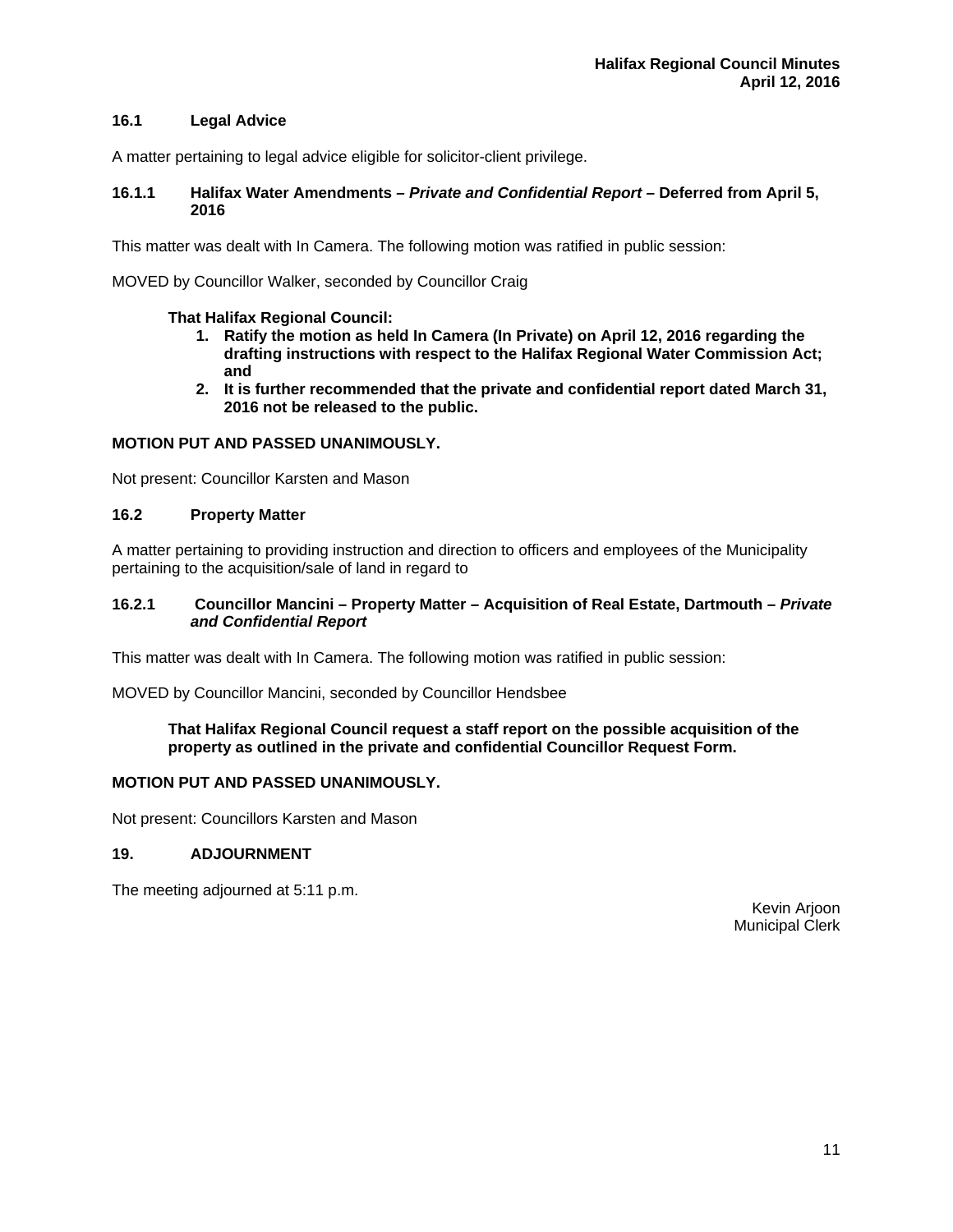### 16.1 Legal Advice

A matter pertaining to legal advice eligible for solicitor-client privilege.

#### 16.1.1 Halifax Water Amendments – *Private and Confidential Report* – Deferred from April 5, 2016

This matter was dealt with In Camera. The following motion was ratified in public session:

MOVED by Councillor Walker, seconded by Councillor Craig

> **That Halifax Regional Council:**
> 1. **Ratify the motion as held In Camera (In Private) on April 12, 2016 regarding the drafting instructions with respect to the Halifax Regional Water Commission Act; and**
> 2. **It is further recommended that the private and confidential report dated March 31, 2016 not be released to the public.**

**MOTION PUT AND PASSED UNANIMOUSLY.**

Not present: Councillor Karsten and Mason

### 16.2 Property Matter

A matter pertaining to providing instruction and direction to officers and employees of the Municipality pertaining to the acquisition/sale of land in regard to

#### 16.2.1 Councillor Mancini – Property Matter – Acquisition of Real Estate, Dartmouth – *Private and Confidential Report*

This matter was dealt with In Camera. The following motion was ratified in public session:

MOVED by Councillor Mancini, seconded by Councillor Hendsbee

> **That Halifax Regional Council request a staff report on the possible acquisition of the property as outlined in the private and confidential Councillor Request Form.**

**MOTION PUT AND PASSED UNANIMOUSLY.**

Not present: Councillors Karsten and Mason

### 19. ADJOURNMENT

The meeting adjourned at 5:11 p.m.

Kevin Arjoon
Municipal Clerk